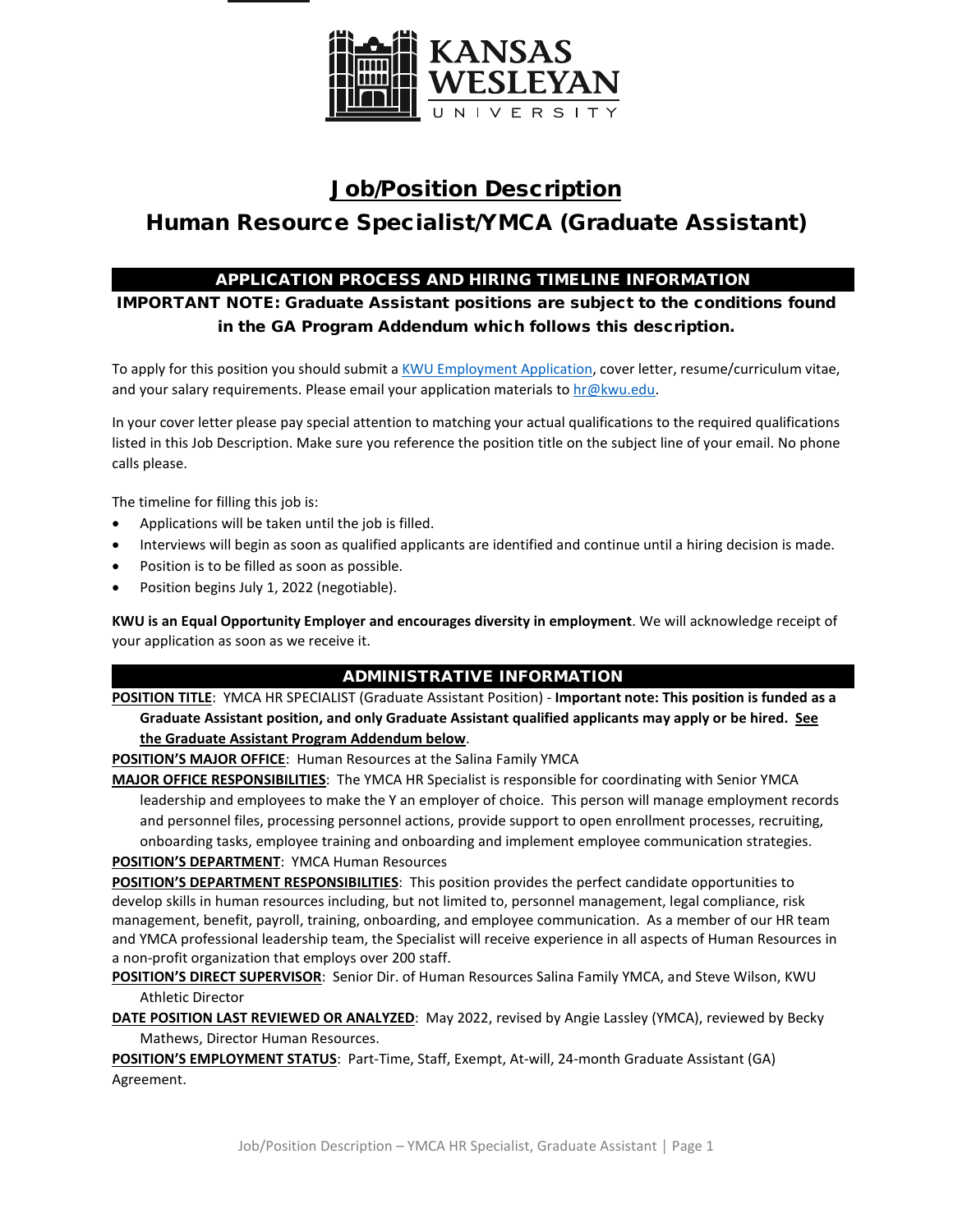KANSAS WESLEYAN UNIVERSITY

# Job/Position Description

## Human Resource Specialist/YMCA (Graduate Assistant)

### APPLICATION PROCESS AND HIRING TIMELINE INFORMATION

**IMPORTANT NOTE: Graduate Assistant positions are subject to the conditions found in the GA Program Addendum which follows this description.**

To apply for this position you should submit a [KWU Employment Application](), cover letter, resume/curriculum vitae, and your salary requirements. Please email your application materials to [hr@kwu.edu](mailto:hr@kwu.edu).

In your cover letter please pay special attention to matching your actual qualifications to the required qualifications listed in this Job Description. Make sure you reference the position title on the subject line of your email. No phone calls please.

The timeline for filling this job is:

- Applications will be taken until the job is filled.
- Interviews will begin as soon as qualified applicants are identified and continue until a hiring decision is made.
- Position is to be filled as soon as possible.
- Position begins July 1, 2022 (negotiable).

**KWU is an Equal Opportunity Employer and encourages diversity in employment**. We will acknowledge receipt of your application as soon as we receive it.

### ADMINISTRATIVE INFORMATION

**POSITION TITLE**: YMCA HR SPECIALIST (Graduate Assistant Position) - **Important note: This position is funded as a Graduate Assistant position, and only Graduate Assistant qualified applicants may apply or be hired. See the Graduate Assistant Program Addendum below**.

**POSITION'S MAJOR OFFICE**: Human Resources at the Salina Family YMCA

**MAJOR OFFICE RESPONSIBILITIES**: The YMCA HR Specialist is responsible for coordinating with Senior YMCA leadership and employees to make the Y an employer of choice. This person will manage employment records and personnel files, processing personnel actions, provide support to open enrollment processes, recruiting, onboarding tasks, employee training and onboarding and implement employee communication strategies.

**POSITION'S DEPARTMENT**: YMCA Human Resources

**POSITION'S DEPARTMENT RESPONSIBILITIES**: This position provides the perfect candidate opportunities to develop skills in human resources including, but not limited to, personnel management, legal compliance, risk management, benefit, payroll, training, onboarding, and employee communication. As a member of our HR team and YMCA professional leadership team, the Specialist will receive experience in all aspects of Human Resources in a non-profit organization that employs over 200 staff.

**POSITION'S DIRECT SUPERVISOR**: Senior Dir. of Human Resources Salina Family YMCA, and Steve Wilson, KWU Athletic Director

**DATE POSITION LAST REVIEWED OR ANALYZED**: May 2022, revised by Angie Lassley (YMCA), reviewed by Becky Mathews, Director Human Resources.

**POSITION'S EMPLOYMENT STATUS**: Part-Time, Staff, Exempt, At-will, 24-month Graduate Assistant (GA) Agreement.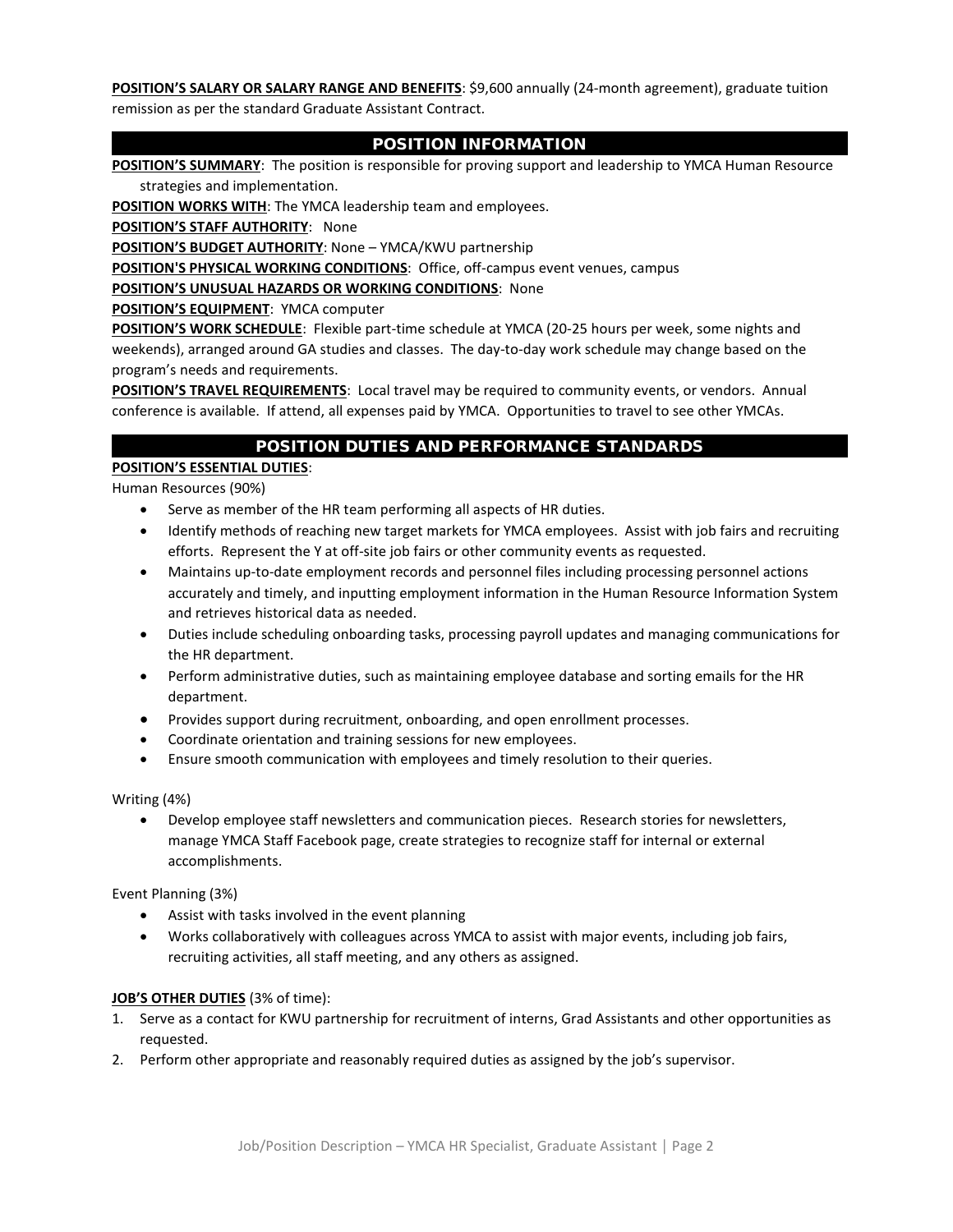**POSITION'S SALARY OR SALARY RANGE AND BENEFITS**: $9,600 annually (24-month agreement), graduate tuition remission as per the standard Graduate Assistant Contract.

## POSITION INFORMATION

**POSITION'S SUMMARY**: The position is responsible for proving support and leadership to YMCA Human Resource strategies and implementation.

**POSITION WORKS WITH**: The YMCA leadership team and employees.

**POSITION'S STAFF AUTHORITY**: None

**POSITION'S BUDGET AUTHORITY**: None – YMCA/KWU partnership

**POSITION'S PHYSICAL WORKING CONDITIONS**: Office, off-campus event venues, campus

**POSITION'S UNUSUAL HAZARDS OR WORKING CONDITIONS**: None

**POSITION'S EQUIPMENT**: YMCA computer

**POSITION'S WORK SCHEDULE**: Flexible part-time schedule at YMCA (20-25 hours per week, some nights and weekends), arranged around GA studies and classes. The day-to-day work schedule may change based on the program's needs and requirements.

**POSITION'S TRAVEL REQUIREMENTS**: Local travel may be required to community events, or vendors. Annual conference is available. If attend, all expenses paid by YMCA. Opportunities to travel to see other YMCAs.

## POSITION DUTIES AND PERFORMANCE STANDARDS

**POSITION'S ESSENTIAL DUTIES**:

Human Resources (90%)

- Serve as member of the HR team performing all aspects of HR duties.
- Identify methods of reaching new target markets for YMCA employees. Assist with job fairs and recruiting efforts. Represent the Y at off-site job fairs or other community events as requested.
- Maintains up-to-date employment records and personnel files including processing personnel actions accurately and timely, and inputting employment information in the Human Resource Information System and retrieves historical data as needed.
- Duties include scheduling onboarding tasks, processing payroll updates and managing communications for the HR department.
- Perform administrative duties, such as maintaining employee database and sorting emails for the HR department.
- Provides support during recruitment, onboarding, and open enrollment processes.
- Coordinate orientation and training sessions for new employees.
- Ensure smooth communication with employees and timely resolution to their queries.

Writing (4%)

- Develop employee staff newsletters and communication pieces. Research stories for newsletters, manage YMCA Staff Facebook page, create strategies to recognize staff for internal or external accomplishments.

Event Planning (3%)

- Assist with tasks involved in the event planning
- Works collaboratively with colleagues across YMCA to assist with major events, including job fairs, recruiting activities, all staff meeting, and any others as assigned.

**JOB'S OTHER DUTIES** (3% of time):

1. Serve as a contact for KWU partnership for recruitment of interns, Grad Assistants and other opportunities as requested.
2. Perform other appropriate and reasonably required duties as assigned by the job's supervisor.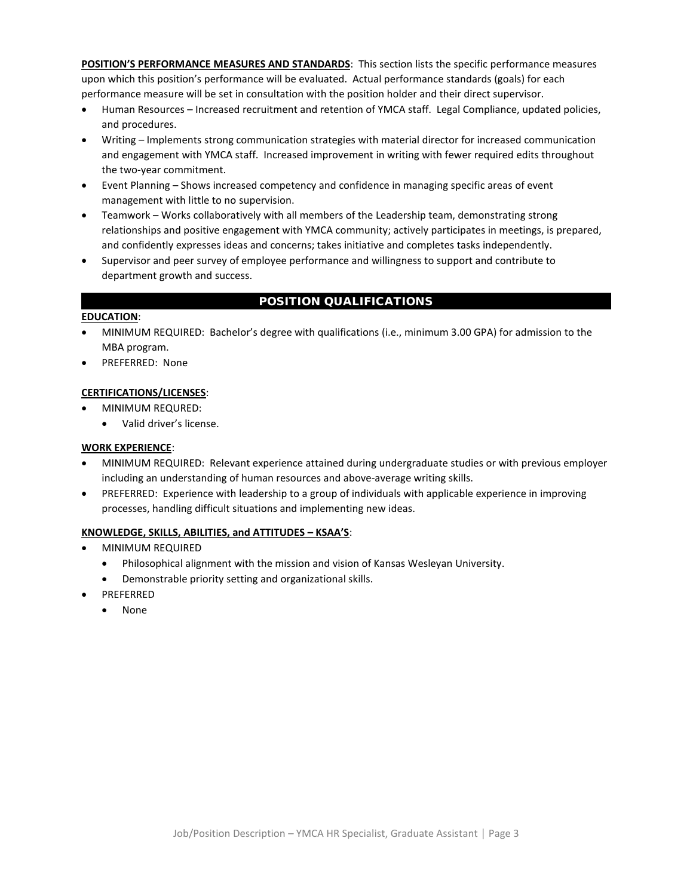**POSITION'S PERFORMANCE MEASURES AND STANDARDS**: This section lists the specific performance measures upon which this position's performance will be evaluated. Actual performance standards (goals) for each performance measure will be set in consultation with the position holder and their direct supervisor.

- Human Resources – Increased recruitment and retention of YMCA staff. Legal Compliance, updated policies, and procedures.
- Writing – Implements strong communication strategies with material director for increased communication and engagement with YMCA staff. Increased improvement in writing with fewer required edits throughout the two-year commitment.
- Event Planning – Shows increased competency and confidence in managing specific areas of event management with little to no supervision.
- Teamwork – Works collaboratively with all members of the Leadership team, demonstrating strong relationships and positive engagement with YMCA community; actively participates in meetings, is prepared, and confidently expresses ideas and concerns; takes initiative and completes tasks independently.
- Supervisor and peer survey of employee performance and willingness to support and contribute to department growth and success.

## POSITION QUALIFICATIONS

**EDUCATION**:

- MINIMUM REQUIRED: Bachelor's degree with qualifications (i.e., minimum 3.00 GPA) for admission to the MBA program.
- PREFERRED: None

**CERTIFICATIONS/LICENSES**:

- MINIMUM REQURED:
  - Valid driver's license.

**WORK EXPERIENCE**:

- MINIMUM REQUIRED: Relevant experience attained during undergraduate studies or with previous employer including an understanding of human resources and above-average writing skills.
- PREFERRED: Experience with leadership to a group of individuals with applicable experience in improving processes, handling difficult situations and implementing new ideas.

**KNOWLEDGE, SKILLS, ABILITIES, and ATTITUDES – KSAA'S**:

- MINIMUM REQUIRED
  - Philosophical alignment with the mission and vision of Kansas Wesleyan University.
  - Demonstrable priority setting and organizational skills.
- PREFERRED
  - None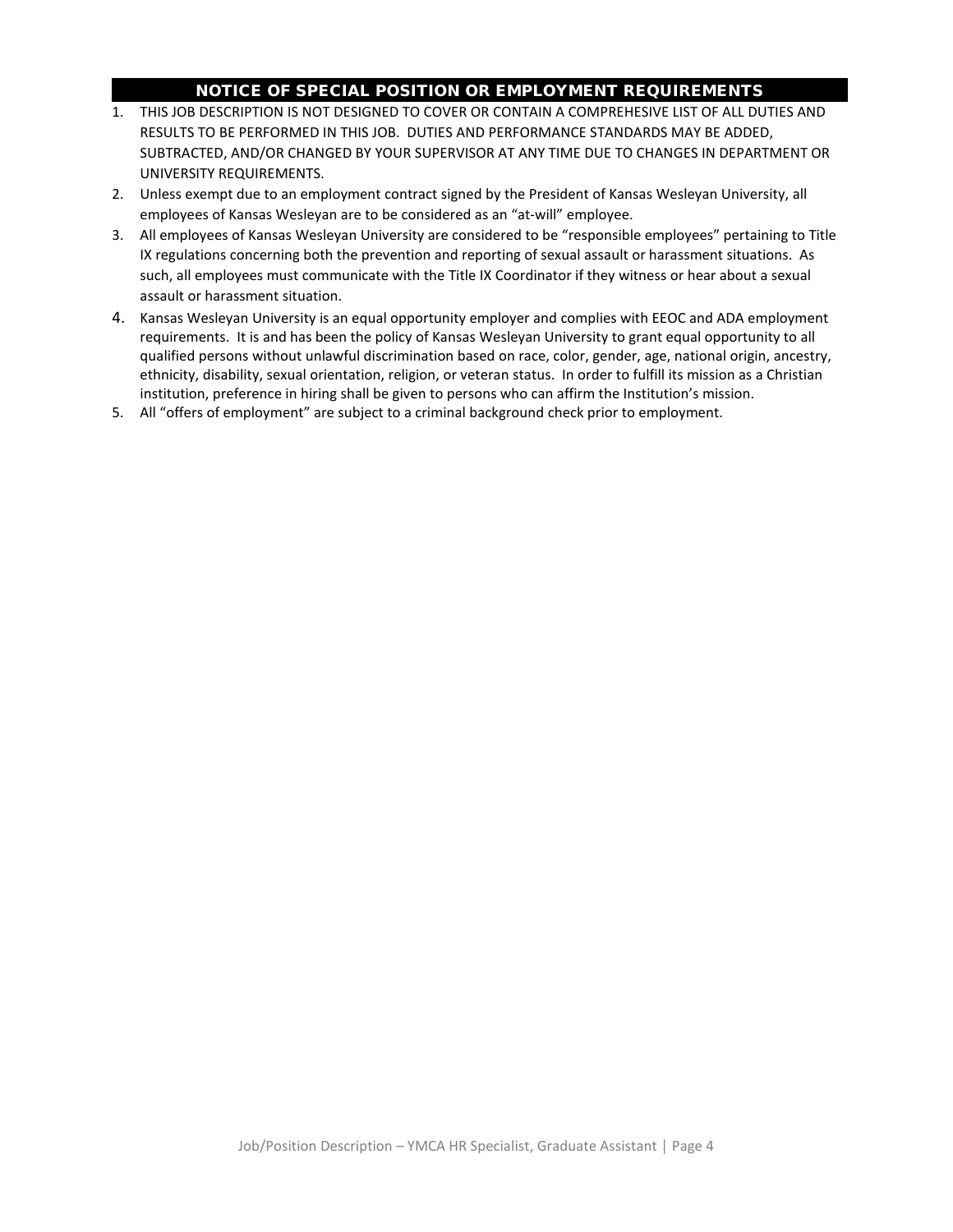## NOTICE OF SPECIAL POSITION OR EMPLOYMENT REQUIREMENTS

1. THIS JOB DESCRIPTION IS NOT DESIGNED TO COVER OR CONTAIN A COMPREHESIVE LIST OF ALL DUTIES AND RESULTS TO BE PERFORMED IN THIS JOB. DUTIES AND PERFORMANCE STANDARDS MAY BE ADDED, SUBTRACTED, AND/OR CHANGED BY YOUR SUPERVISOR AT ANY TIME DUE TO CHANGES IN DEPARTMENT OR UNIVERSITY REQUIREMENTS.
2. Unless exempt due to an employment contract signed by the President of Kansas Wesleyan University, all employees of Kansas Wesleyan are to be considered as an "at-will" employee.
3. All employees of Kansas Wesleyan University are considered to be "responsible employees" pertaining to Title IX regulations concerning both the prevention and reporting of sexual assault or harassment situations. As such, all employees must communicate with the Title IX Coordinator if they witness or hear about a sexual assault or harassment situation.
4. Kansas Wesleyan University is an equal opportunity employer and complies with EEOC and ADA employment requirements. It is and has been the policy of Kansas Wesleyan University to grant equal opportunity to all qualified persons without unlawful discrimination based on race, color, gender, age, national origin, ancestry, ethnicity, disability, sexual orientation, religion, or veteran status. In order to fulfill its mission as a Christian institution, preference in hiring shall be given to persons who can affirm the Institution's mission.
5. All "offers of employment" are subject to a criminal background check prior to employment.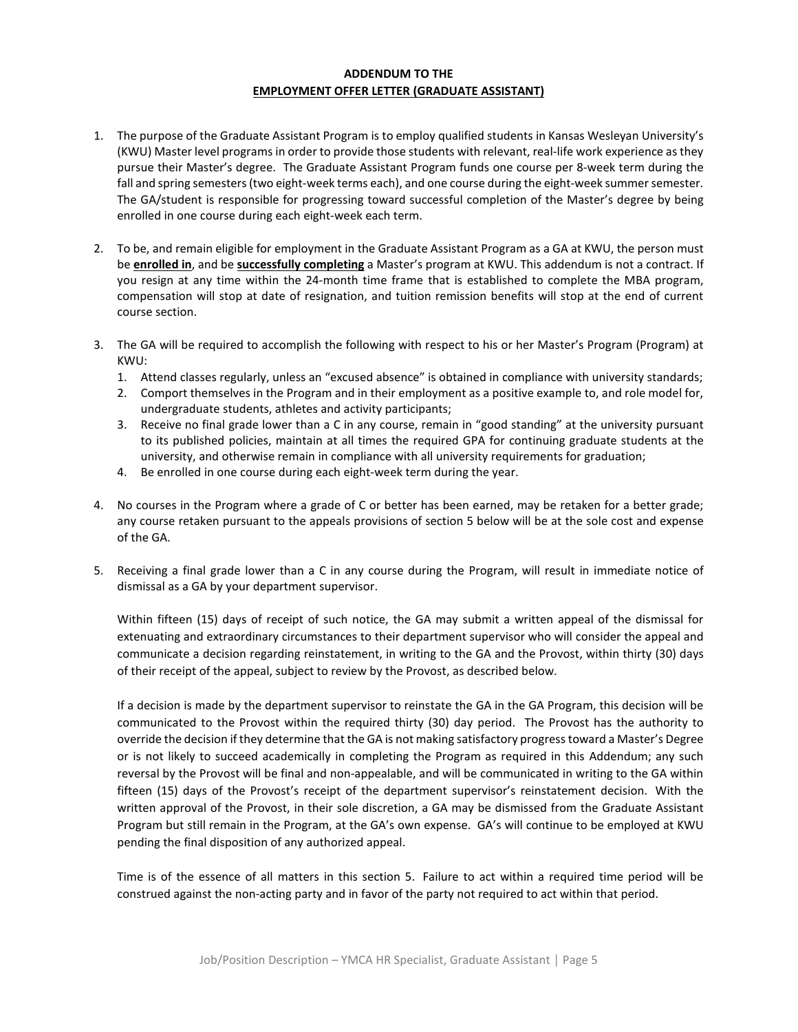**ADDENDUM TO THE**
**EMPLOYMENT OFFER LETTER (GRADUATE ASSISTANT)**

1. The purpose of the Graduate Assistant Program is to employ qualified students in Kansas Wesleyan University's (KWU) Master level programs in order to provide those students with relevant, real-life work experience as they pursue their Master's degree. The Graduate Assistant Program funds one course per 8-week term during the fall and spring semesters (two eight-week terms each), and one course during the eight-week summer semester. The GA/student is responsible for progressing toward successful completion of the Master's degree by being enrolled in one course during each eight-week each term.

2. To be, and remain eligible for employment in the Graduate Assistant Program as a GA at KWU, the person must be **enrolled in**, and be **successfully completing** a Master's program at KWU. This addendum is not a contract. If you resign at any time within the 24-month time frame that is established to complete the MBA program, compensation will stop at date of resignation, and tuition remission benefits will stop at the end of current course section.

3. The GA will be required to accomplish the following with respect to his or her Master's Program (Program) at KWU:
   1. Attend classes regularly, unless an "excused absence" is obtained in compliance with university standards;
   2. Comport themselves in the Program and in their employment as a positive example to, and role model for, undergraduate students, athletes and activity participants;
   3. Receive no final grade lower than a C in any course, remain in "good standing" at the university pursuant to its published policies, maintain at all times the required GPA for continuing graduate students at the university, and otherwise remain in compliance with all university requirements for graduation;
   4. Be enrolled in one course during each eight-week term during the year.

4. No courses in the Program where a grade of C or better has been earned, may be retaken for a better grade; any course retaken pursuant to the appeals provisions of section 5 below will be at the sole cost and expense of the GA.

5. Receiving a final grade lower than a C in any course during the Program, will result in immediate notice of dismissal as a GA by your department supervisor.

   Within fifteen (15) days of receipt of such notice, the GA may submit a written appeal of the dismissal for extenuating and extraordinary circumstances to their department supervisor who will consider the appeal and communicate a decision regarding reinstatement, in writing to the GA and the Provost, within thirty (30) days of their receipt of the appeal, subject to review by the Provost, as described below.

   If a decision is made by the department supervisor to reinstate the GA in the GA Program, this decision will be communicated to the Provost within the required thirty (30) day period. The Provost has the authority to override the decision if they determine that the GA is not making satisfactory progress toward a Master's Degree or is not likely to succeed academically in completing the Program as required in this Addendum; any such reversal by the Provost will be final and non-appealable, and will be communicated in writing to the GA within fifteen (15) days of the Provost's receipt of the department supervisor's reinstatement decision. With the written approval of the Provost, in their sole discretion, a GA may be dismissed from the Graduate Assistant Program but still remain in the Program, at the GA's own expense. GA's will continue to be employed at KWU pending the final disposition of any authorized appeal.

   Time is of the essence of all matters in this section 5. Failure to act within a required time period will be construed against the non-acting party and in favor of the party not required to act within that period.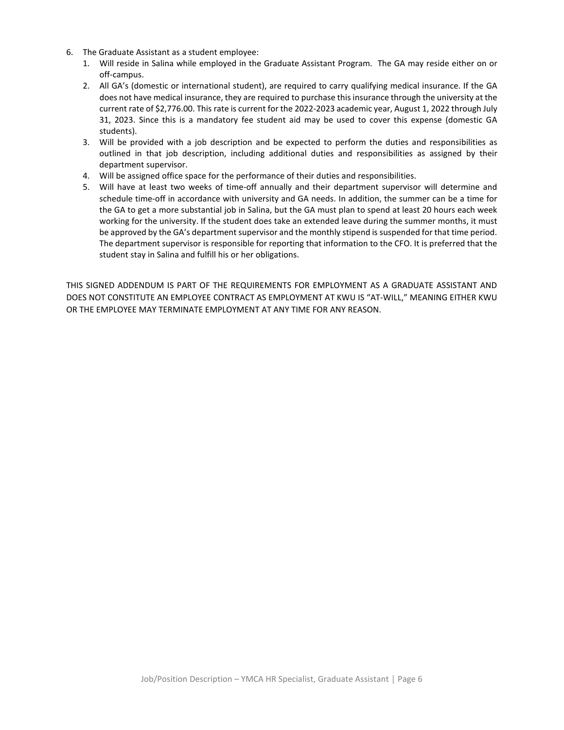6. The Graduate Assistant as a student employee:
   1. Will reside in Salina while employed in the Graduate Assistant Program. The GA may reside either on or off-campus.
   2. All GA's (domestic or international student), are required to carry qualifying medical insurance. If the GA does not have medical insurance, they are required to purchase this insurance through the university at the current rate of $2,776.00. This rate is current for the 2022-2023 academic year, August 1, 2022 through July 31, 2023. Since this is a mandatory fee student aid may be used to cover this expense (domestic GA students).
   3. Will be provided with a job description and be expected to perform the duties and responsibilities as outlined in that job description, including additional duties and responsibilities as assigned by their department supervisor.
   4. Will be assigned office space for the performance of their duties and responsibilities.
   5. Will have at least two weeks of time-off annually and their department supervisor will determine and schedule time-off in accordance with university and GA needs. In addition, the summer can be a time for the GA to get a more substantial job in Salina, but the GA must plan to spend at least 20 hours each week working for the university. If the student does take an extended leave during the summer months, it must be approved by the GA's department supervisor and the monthly stipend is suspended for that time period. The department supervisor is responsible for reporting that information to the CFO. It is preferred that the student stay in Salina and fulfill his or her obligations.

THIS SIGNED ADDENDUM IS PART OF THE REQUIREMENTS FOR EMPLOYMENT AS A GRADUATE ASSISTANT AND DOES NOT CONSTITUTE AN EMPLOYEE CONTRACT AS EMPLOYMENT AT KWU IS "AT-WILL," MEANING EITHER KWU OR THE EMPLOYEE MAY TERMINATE EMPLOYMENT AT ANY TIME FOR ANY REASON.